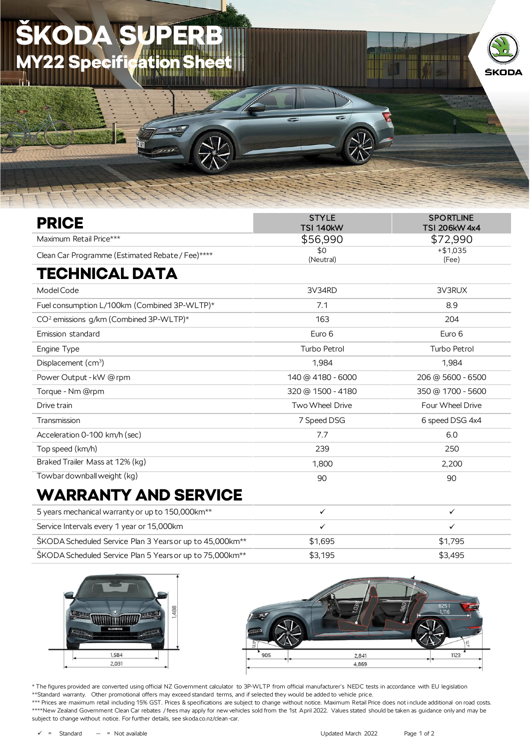# ŠKODA SUPERB
## MY22 Specification Sheet

| PRICE | STYLE TSI 140kW | SPORTLINE TSI 206kW 4x4 |
|---|---|---|
| Maximum Retail Price*** | $56,990 | $72,990 |
| Clean Car Programme (Estimated Rebate / Fee)**** | $0 (Neutral) | +$1,035 (Fee) |
| **TECHNICAL DATA** | | |
| Model Code | 3V34RD | 3V3RUX |
| Fuel consumption L/100km (Combined 3P-WLTP)* | 7.1 | 8.9 |
| $CO^2$ emissions g/km (Combined 3P-WLTP)* | 163 | 204 |
| Emission standard | Euro 6 | Euro 6 |
| Engine Type | Turbo Petrol | Turbo Petrol |
| Displacement ($cm^3$) | 1,984 | 1,984 |
| Power Output - kW @ rpm | 140 @ 4180 - 6000 | 206 @ 5600 - 6500 |
| Torque - Nm @rpm | 320 @ 1500 - 4180 | 350 @ 1700 - 5600 |
| Drive train | Two Wheel Drive | Four Wheel Drive |
| Transmission | 7 Speed DSG | 6 speed DSG 4x4 |
| Acceleration 0-100 km/h (sec) | 7.7 | 6.0 |
| Top speed (km/h) | 239 | 250 |
| Braked Trailer Mass at 12% (kg) | 1,800 | 2,200 |
| Towbar downball weight (kg) | 90 | 90 |
| **WARRANTY AND SERVICE** | | |
| 5 years mechanical warranty or up to 150,000km** | ✓ | ✓ |
| Service Intervals every 1 year or 15,000km | ✓ | ✓ |
| ŠKODA Scheduled Service Plan 3 Years or up to 45,000km** | $1,695 | $1,795 |
| ŠKODA Scheduled Service Plan 5 Years or up to 75,000km** | $3,195 | $3,495 |

1,488 · 1,584 · 2,031 · 1,033 · 980 · 625 l · 1,116 · 905 · 2,841 · 1123 · 4,869

\* The figures provided are converted using official NZ Government calculator to 3P-WLTP from official manufacturer's NEDC tests in accordance with EU legislation
\*\*Standard warranty. Other promotional offers may exceed standard terms, and if selected they would be added to vehicle price.
\*\*\* Prices are maximum retail including 15% GST. Prices & specifications are subject to change without notice. Maximum Retail Price does not include additional on road costs.
\*\*\*\*New Zealand Government Clean Car rebates / fees may apply for new vehicles sold from the 1st April 2022. Values stated should be taken as guidance only and may be subject to change without notice. For further details, see skoda.co.nz/clean-car.

✓ = Standard -- = Not available

Updated March 2022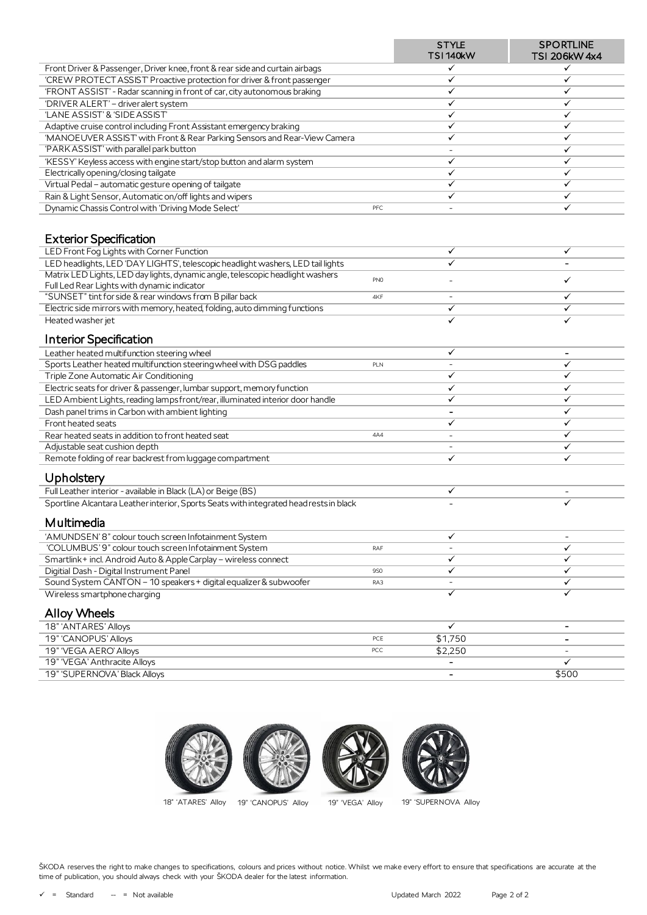| | | STYLE TSI 140kW | SPORTLINE TSI 206kW 4x4 |
| --- | --- | --- | --- |
| Front Driver & Passenger, Driver knee, front & rear side and curtain airbags | | ✓ | ✓ |
| 'CREW PROTECT ASSIST' Proactive protection for driver & front passenger | | ✓ | ✓ |
| 'FRONT ASSIST' - Radar scanning in front of car, city autonomous braking | | ✓ | ✓ |
| 'DRIVER ALERT' – driver alert system | | ✓ | ✓ |
| 'LANE ASSIST' & 'SIDE ASSIST' | | ✓ | ✓ |
| Adaptive cruise control including Front Assistant emergency braking | | ✓ | ✓ |
| 'MANOEUVER ASSIST' with Front & Rear Parking Sensors and Rear-View Camera | | ✓ | ✓ |
| 'PARK ASSIST' with parallel park button | | - | ✓ |
| 'KESSY' Keyless access with engine start/stop button and alarm system | | ✓ | ✓ |
| Electrically opening/closing tailgate | | ✓ | ✓ |
| Virtual Pedal – automatic gesture opening of tailgate | | ✓ | ✓ |
| Rain & Light Sensor, Automatic on/off lights and wipers | | ✓ | ✓ |
| Dynamic Chassis Control with 'Driving Mode Select' | PFC | - | ✓ |

## Exterior Specification

| | | | |
| --- | --- | --- | --- |
| LED Front Fog Lights with Corner Function | | ✓ | ✓ |
| LED headlights, LED 'DAY LIGHTS', telescopic headlight washers, LED tail lights | | ✓ | - |
| Matrix LED Lights, LED day lights, dynamic angle, telescopic headlight washers Full Led Rear Lights with dynamic indicator | PN0 | - | ✓ |
| "SUNSET" tint for side & rear windows from B pillar back | 4KF | - | ✓ |
| Electric side mirrors with memory, heated, folding, auto dimming functions | | ✓ | ✓ |
| Heated washer jet | | ✓ | ✓ |

## Interior Specification

| | | | |
| --- | --- | --- | --- |
| Leather heated multifunction steering wheel | | ✓ | - |
| Sports Leather heated multifunction steering wheel with DSG paddles | PLN | - | ✓ |
| Triple Zone Automatic Air Conditioning | | ✓ | ✓ |
| Electric seats for driver & passenger, lumbar support, memory function | | ✓ | ✓ |
| LED Ambient Lights, reading lamps front/rear, illuminated interior door handle | | ✓ | ✓ |
| Dash panel trims in Carbon with ambient lighting | | - | ✓ |
| Front heated seats | | ✓ | ✓ |
| Rear heated seats in addition to front heated seat | 4A4 | - | ✓ |
| Adjustable seat cushion depth | | - | ✓ |
| Remote folding of rear backrest from luggage compartment | | ✓ | ✓ |

## Upholstery

| | | | |
| --- | --- | --- | --- |
| Full Leather interior - available in Black (LA) or Beige (BS) | | ✓ | - |
| Sportline Alcantara Leather interior, Sports Seats with integrated headrests in black | | - | ✓ |

## Multimedia

| | | | |
| --- | --- | --- | --- |
| 'AMUNDSEN' 8" colour touch screen Infotainment System | | ✓ | - |
| 'COLUMBUS' 9" colour touch screen Infotainment System | RAF | - | ✓ |
| Smartlink+ incl. Android Auto & Apple Carplay – wireless connect | | ✓ | ✓ |
| Digitial Dash - Digital Instrument Panel | 9S0 | ✓ | ✓ |
| Sound System CANTON – 10 speakers + digital equalizer & subwoofer | RA3 | - | ✓ |
| Wireless smartphone charging | | ✓ | ✓ |

## Alloy Wheels

| | | | |
| --- | --- | --- | --- |
| 18" 'ANTARES' Alloys | | ✓ | - |
| 19" 'CANOPUS' Alloys | PCE | $1,750 | - |
| 19" 'VEGA AERO' Alloys | PCC | $2,250 | - |
| 19" 'VEGA' Anthracite Alloys | | - | ✓ |
| 19" 'SUPERNOVA' Black Alloys | | - | $500 |

18" 'ATARES' Alloy 19" 'CANOPUS' Alloy 19" 'VEGA' Alloy 19" 'SUPERNOVA Alloy

ŠKODA reserves the right to make changes to specifications, colours and prices without notice. Whilst we make every effort to ensure that specifications are accurate at the time of publication, you should always check with your ŠKODA dealer for the latest information.

✓ = Standard -- = Not available

Updated March 2022